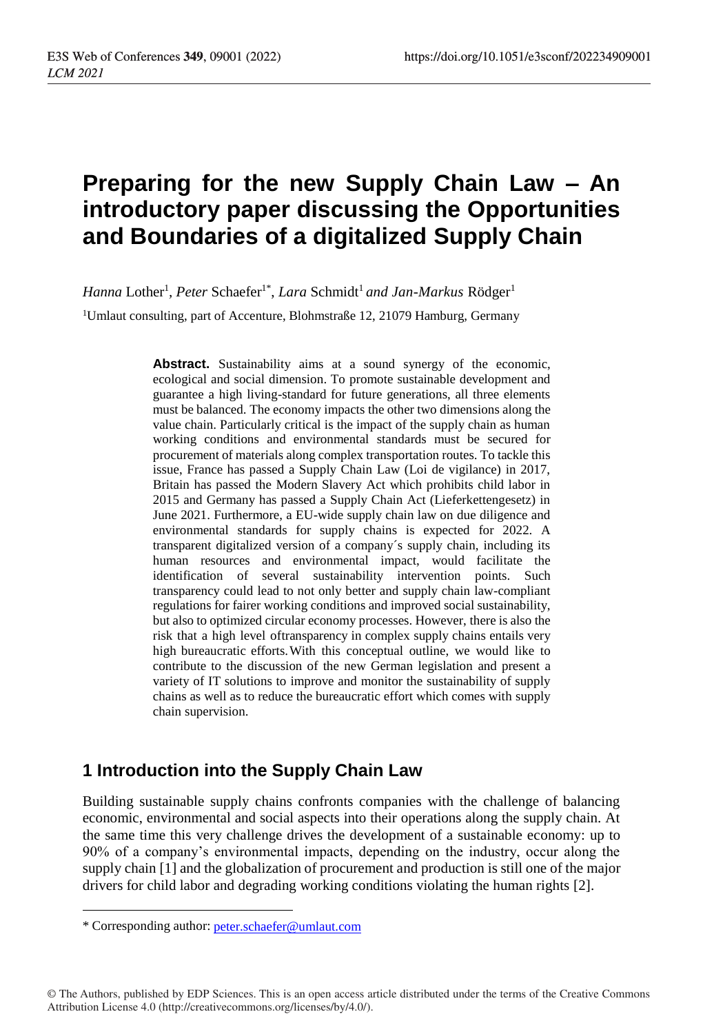# Preparing for the new Supply Chain Law – An introductory paper discussing the Opportunities and Boundaries of a digitalized Supply Chain

*Hanna* Lother[1], *Peter* Schaefer[1*], *Lara* Schmidt[1] *and Jan-Markus* Rödger[1]

[1]Umlaut consulting, part of Accenture, Blohmstraße 12, 21079 Hamburg, Germany

**Abstract.** Sustainability aims at a sound synergy of the economic, ecological and social dimension. To promote sustainable development and guarantee a high living-standard for future generations, all three elements must be balanced. The economy impacts the other two dimensions along the value chain. Particularly critical is the impact of the supply chain as human working conditions and environmental standards must be secured for procurement of materials along complex transportation routes. To tackle this issue, France has passed a Supply Chain Law (Loi de vigilance) in 2017, Britain has passed the Modern Slavery Act which prohibits child labor in 2015 and Germany has passed a Supply Chain Act (Lieferkettengesetz) in June 2021. Furthermore, a EU-wide supply chain law on due diligence and environmental standards for supply chains is expected for 2022. A transparent digitalized version of a company´s supply chain, including its human resources and environmental impact, would facilitate the identification of several sustainability intervention points. Such transparency could lead to not only better and supply chain law-compliant regulations for fairer working conditions and improved social sustainability, but also to optimized circular economy processes. However, there is also the risk that a high level oftransparency in complex supply chains entails very high bureaucratic efforts. With this conceptual outline, we would like to contribute to the discussion of the new German legislation and present a variety of IT solutions to improve and monitor the sustainability of supply chains as well as to reduce the bureaucratic effort which comes with supply chain supervision.

## 1 Introduction into the Supply Chain Law

Building sustainable supply chains confronts companies with the challenge of balancing economic, environmental and social aspects into their operations along the supply chain. At the same time this very challenge drives the development of a sustainable economy: up to 90% of a company's environmental impacts, depending on the industry, occur along the supply chain [1] and the globalization of procurement and production is still one of the major drivers for child labor and degrading working conditions violating the human rights [2].

* Corresponding author: peter.schaefer@umlaut.com

© The Authors, published by EDP Sciences. This is an open access article distributed under the terms of the Creative Commons Attribution License 4.0 (http://creativecommons.org/licenses/by/4.0/).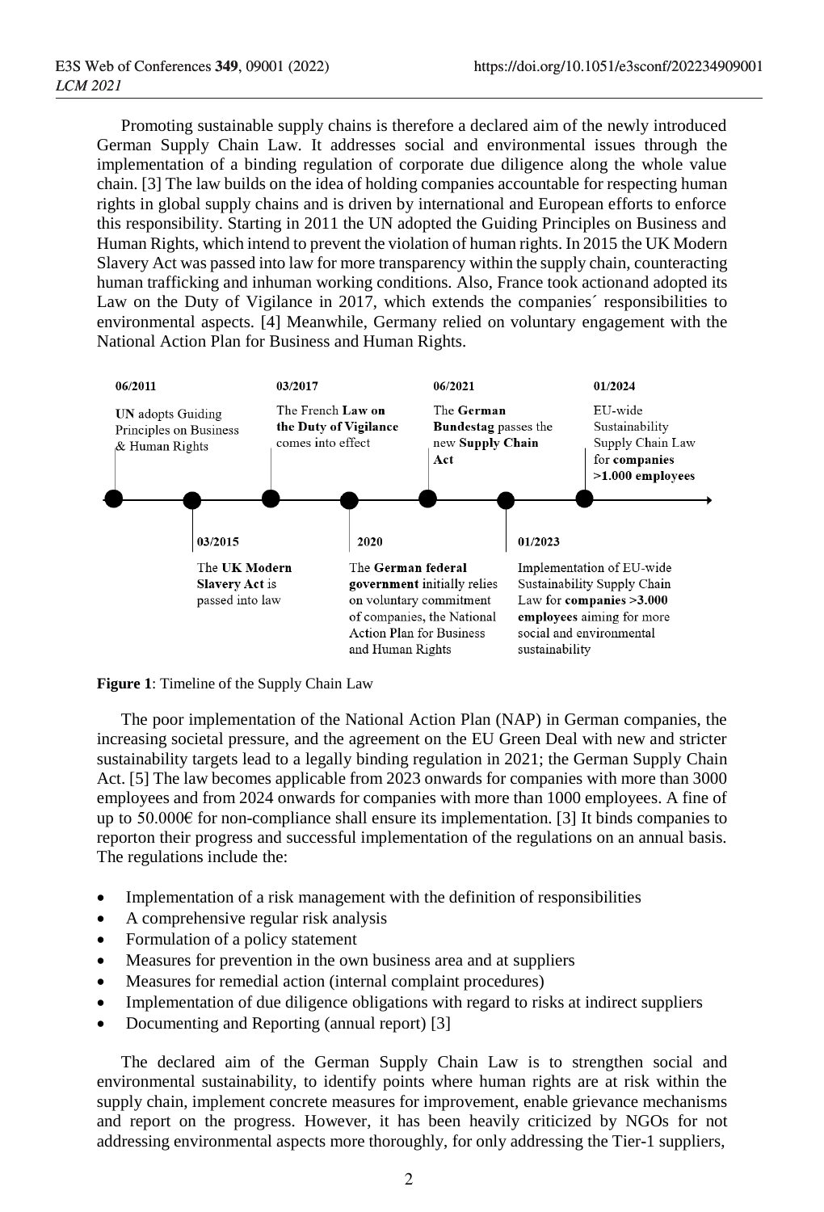Promoting sustainable supply chains is therefore a declared aim of the newly introduced German Supply Chain Law. It addresses social and environmental issues through the implementation of a binding regulation of corporate due diligence along the whole value chain. [3] The law builds on the idea of holding companies accountable for respecting human rights in global supply chains and is driven by international and European efforts to enforce this responsibility. Starting in 2011 the UN adopted the Guiding Principles on Business and Human Rights, which intend to prevent the violation of human rights. In 2015 the UK Modern Slavery Act was passed into law for more transparency within the supply chain, counteracting human trafficking and inhuman working conditions. Also, France took actionand adopted its Law on the Duty of Vigilance in 2017, which extends the companies´ responsibilities to environmental aspects. [4] Meanwhile, Germany relied on voluntary engagement with the National Action Plan for Business and Human Rights.

- **06/2011** – **UN** adopts Guiding Principles on Business & Human Rights
- **03/2015** – The **UK Modern Slavery Act** is passed into law
- **03/2017** – The French **Law on the Duty of Vigilance** comes into effect
- **2020** – The **German federal government** initially relies on voluntary commitment of companies, the National Action Plan for Business and Human Rights
- **06/2021** – The **German Bundestag** passes the new **Supply Chain Act**
- **01/2023** – Implementation of EU-wide Sustainability Supply Chain Law for **companies >3.000 employees** aiming for more social and environmental sustainability
- **01/2024** – EU-wide Sustainability Supply Chain Law for **companies >1.000 employees**

**Figure 1**: Timeline of the Supply Chain Law

The poor implementation of the National Action Plan (NAP) in German companies, the increasing societal pressure, and the agreement on the EU Green Deal with new and stricter sustainability targets lead to a legally binding regulation in 2021; the German Supply Chain Act. [5] The law becomes applicable from 2023 onwards for companies with more than 3000 employees and from 2024 onwards for companies with more than 1000 employees. A fine of up to 50.000€ for non-compliance shall ensure its implementation. [3] It binds companies to reporton their progress and successful implementation of the regulations on an annual basis. The regulations include the:

- Implementation of a risk management with the definition of responsibilities
- A comprehensive regular risk analysis
- Formulation of a policy statement
- Measures for prevention in the own business area and at suppliers
- Measures for remedial action (internal complaint procedures)
- Implementation of due diligence obligations with regard to risks at indirect suppliers
- Documenting and Reporting (annual report) [3]

The declared aim of the German Supply Chain Law is to strengthen social and environmental sustainability, to identify points where human rights are at risk within the supply chain, implement concrete measures for improvement, enable grievance mechanisms and report on the progress. However, it has been heavily criticized by NGOs for not addressing environmental aspects more thoroughly, for only addressing the Tier-1 suppliers,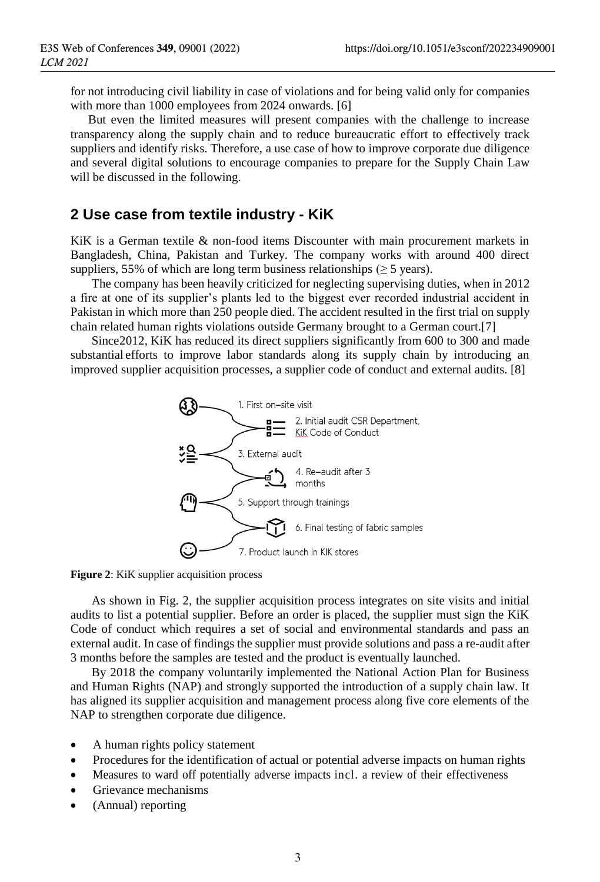for not introducing civil liability in case of violations and for being valid only for companies with more than 1000 employees from 2024 onwards. [6]

But even the limited measures will present companies with the challenge to increase transparency along the supply chain and to reduce bureaucratic effort to effectively track suppliers and identify risks. Therefore, a use case of how to improve corporate due diligence and several digital solutions to encourage companies to prepare for the Supply Chain Law will be discussed in the following.

## 2 Use case from textile industry - KiK

KiK is a German textile & non-food items Discounter with main procurement markets in Bangladesh, China, Pakistan and Turkey. The company works with around 400 direct suppliers, 55% of which are long term business relationships ($\geq$ 5 years).

The company has been heavily criticized for neglecting supervising duties, when in 2012 a fire at one of its supplier's plants led to the biggest ever recorded industrial accident in Pakistan in which more than 250 people died. The accident resulted in the first trial on supply chain related human rights violations outside Germany brought to a German court.[7]

Since2012, KiK has reduced its direct suppliers significantly from 600 to 300 and made substantial efforts to improve labor standards along its supply chain by introducing an improved supplier acquisition processes, a supplier code of conduct and external audits. [8]

1. First on-site visit
2. Initial audit CSR Department, KiK Code of Conduct
3. External audit
4. Re-audit after 3 months
5. Support through trainings
6. Final testing of fabric samples
7. Product launch in KIK stores

**Figure 2**: KiK supplier acquisition process

As shown in Fig. 2, the supplier acquisition process integrates on site visits and initial audits to list a potential supplier. Before an order is placed, the supplier must sign the KiK Code of conduct which requires a set of social and environmental standards and pass an external audit. In case of findings the supplier must provide solutions and pass a re-audit after 3 months before the samples are tested and the product is eventually launched.

By 2018 the company voluntarily implemented the National Action Plan for Business and Human Rights (NAP) and strongly supported the introduction of a supply chain law. It has aligned its supplier acquisition and management process along five core elements of the NAP to strengthen corporate due diligence.

- A human rights policy statement
- Procedures for the identification of actual or potential adverse impacts on human rights
- Measures to ward off potentially adverse impacts incl. a review of their effectiveness
- Grievance mechanisms
- (Annual) reporting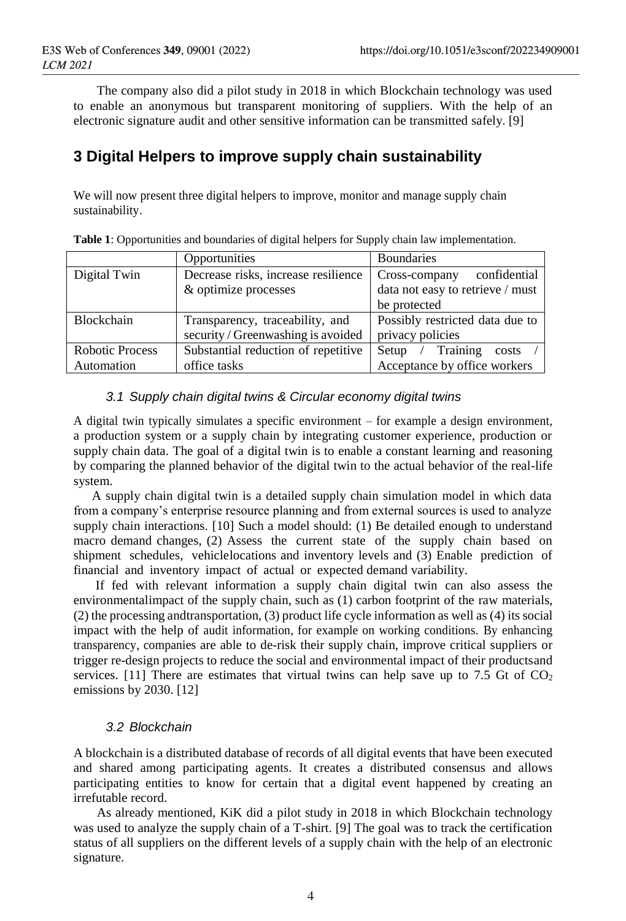The company also did a pilot study in 2018 in which Blockchain technology was used to enable an anonymous but transparent monitoring of suppliers. With the help of an electronic signature audit and other sensitive information can be transmitted safely. [9]

## 3 Digital Helpers to improve supply chain sustainability

We will now present three digital helpers to improve, monitor and manage supply chain sustainability.

**Table 1**: Opportunities and boundaries of digital helpers for Supply chain law implementation.

| | Opportunities | Boundaries |
|---|---|---|
| Digital Twin | Decrease risks, increase resilience & optimize processes | Cross-company confidential data not easy to retrieve / must be protected |
| Blockchain | Transparency, traceability, and security / Greenwashing is avoided | Possibly restricted data due to privacy policies |
| Robotic Process Automation | Substantial reduction of repetitive office tasks | Setup / Training costs / Acceptance by office workers |

### *3.1 Supply chain digital twins & Circular economy digital twins*

A digital twin typically simulates a specific environment – for example a design environment, a production system or a supply chain by integrating customer experience, production or supply chain data. The goal of a digital twin is to enable a constant learning and reasoning by comparing the planned behavior of the digital twin to the actual behavior of the real-life system.

A supply chain digital twin is a detailed supply chain simulation model in which data from a company's enterprise resource planning and from external sources is used to analyze supply chain interactions. [10] Such a model should: (1) Be detailed enough to understand macro demand changes, (2) Assess the current state of the supply chain based on shipment schedules, vehiclelocations and inventory levels and (3) Enable prediction of financial and inventory impact of actual or expected demand variability.

If fed with relevant information a supply chain digital twin can also assess the environmentalimpact of the supply chain, such as (1) carbon footprint of the raw materials, (2) the processing andtransportation, (3) product life cycle information as well as (4) its social impact with the help of audit information, for example on working conditions. By enhancing transparency, companies are able to de-risk their supply chain, improve critical suppliers or trigger re-design projects to reduce the social and environmental impact of their productsand services. [11] There are estimates that virtual twins can help save up to 7.5 Gt of $CO_2$ emissions by 2030. [12]

### *3.2 Blockchain*

A blockchain is a distributed database of records of all digital events that have been executed and shared among participating agents. It creates a distributed consensus and allows participating entities to know for certain that a digital event happened by creating an irrefutable record.

As already mentioned, KiK did a pilot study in 2018 in which Blockchain technology was used to analyze the supply chain of a T-shirt. [9] The goal was to track the certification status of all suppliers on the different levels of a supply chain with the help of an electronic signature.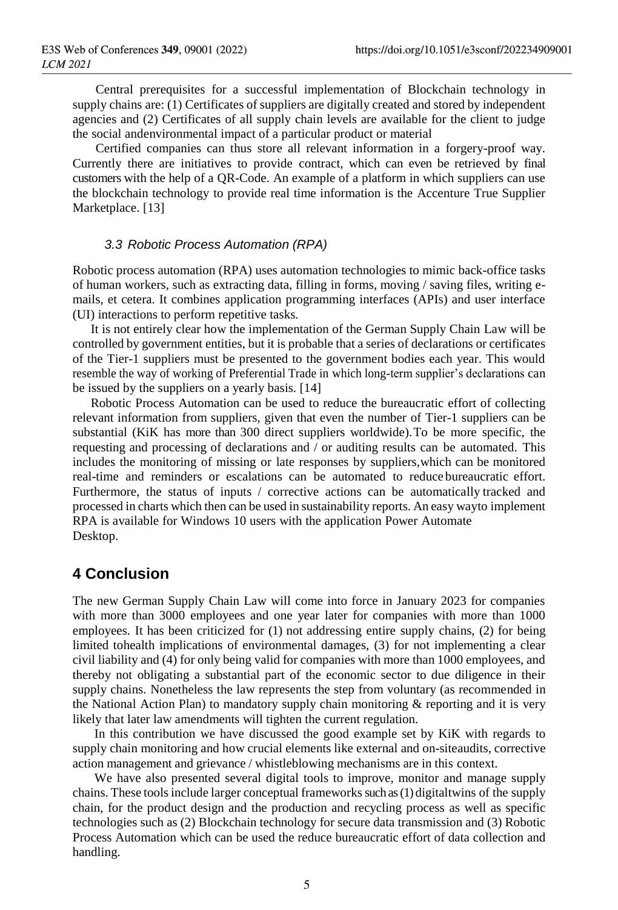Central prerequisites for a successful implementation of Blockchain technology in supply chains are: (1) Certificates of suppliers are digitally created and stored by independent agencies and (2) Certificates of all supply chain levels are available for the client to judge the social andenvironmental impact of a particular product or material

Certified companies can thus store all relevant information in a forgery-proof way. Currently there are initiatives to provide contract, which can even be retrieved by final customers with the help of a QR-Code. An example of a platform in which suppliers can use the blockchain technology to provide real time information is the Accenture True Supplier Marketplace. [13]

### *3.3 Robotic Process Automation (RPA)*

Robotic process automation (RPA) uses automation technologies to mimic back-office tasks of human workers, such as extracting data, filling in forms, moving / saving files, writing e-mails, et cetera. It combines application programming interfaces (APIs) and user interface (UI) interactions to perform repetitive tasks.

It is not entirely clear how the implementation of the German Supply Chain Law will be controlled by government entities, but it is probable that a series of declarations or certificates of the Tier-1 suppliers must be presented to the government bodies each year. This would resemble the way of working of Preferential Trade in which long-term supplier's declarations can be issued by the suppliers on a yearly basis. [14]

Robotic Process Automation can be used to reduce the bureaucratic effort of collecting relevant information from suppliers, given that even the number of Tier-1 suppliers can be substantial (KiK has more than 300 direct suppliers worldwide). To be more specific, the requesting and processing of declarations and / or auditing results can be automated. This includes the monitoring of missing or late responses by suppliers,which can be monitored real-time and reminders or escalations can be automated to reduce bureaucratic effort. Furthermore, the status of inputs / corrective actions can be automatically tracked and processed in charts which then can be used in sustainability reports. An easy wayto implement RPA is available for Windows 10 users with the application Power Automate Desktop.

## 4 Conclusion

The new German Supply Chain Law will come into force in January 2023 for companies with more than 3000 employees and one year later for companies with more than 1000 employees. It has been criticized for (1) not addressing entire supply chains, (2) for being limited tohealth implications of environmental damages, (3) for not implementing a clear civil liability and (4) for only being valid for companies with more than 1000 employees, and thereby not obligating a substantial part of the economic sector to due diligence in their supply chains. Nonetheless the law represents the step from voluntary (as recommended in the National Action Plan) to mandatory supply chain monitoring & reporting and it is very likely that later law amendments will tighten the current regulation.

In this contribution we have discussed the good example set by KiK with regards to supply chain monitoring and how crucial elements like external and on-siteaudits, corrective action management and grievance / whistleblowing mechanisms are in this context.

We have also presented several digital tools to improve, monitor and manage supply chains. These tools include larger conceptual frameworks such as (1) digitaltwins of the supply chain, for the product design and the production and recycling process as well as specific technologies such as (2) Blockchain technology for secure data transmission and (3) Robotic Process Automation which can be used the reduce bureaucratic effort of data collection and handling.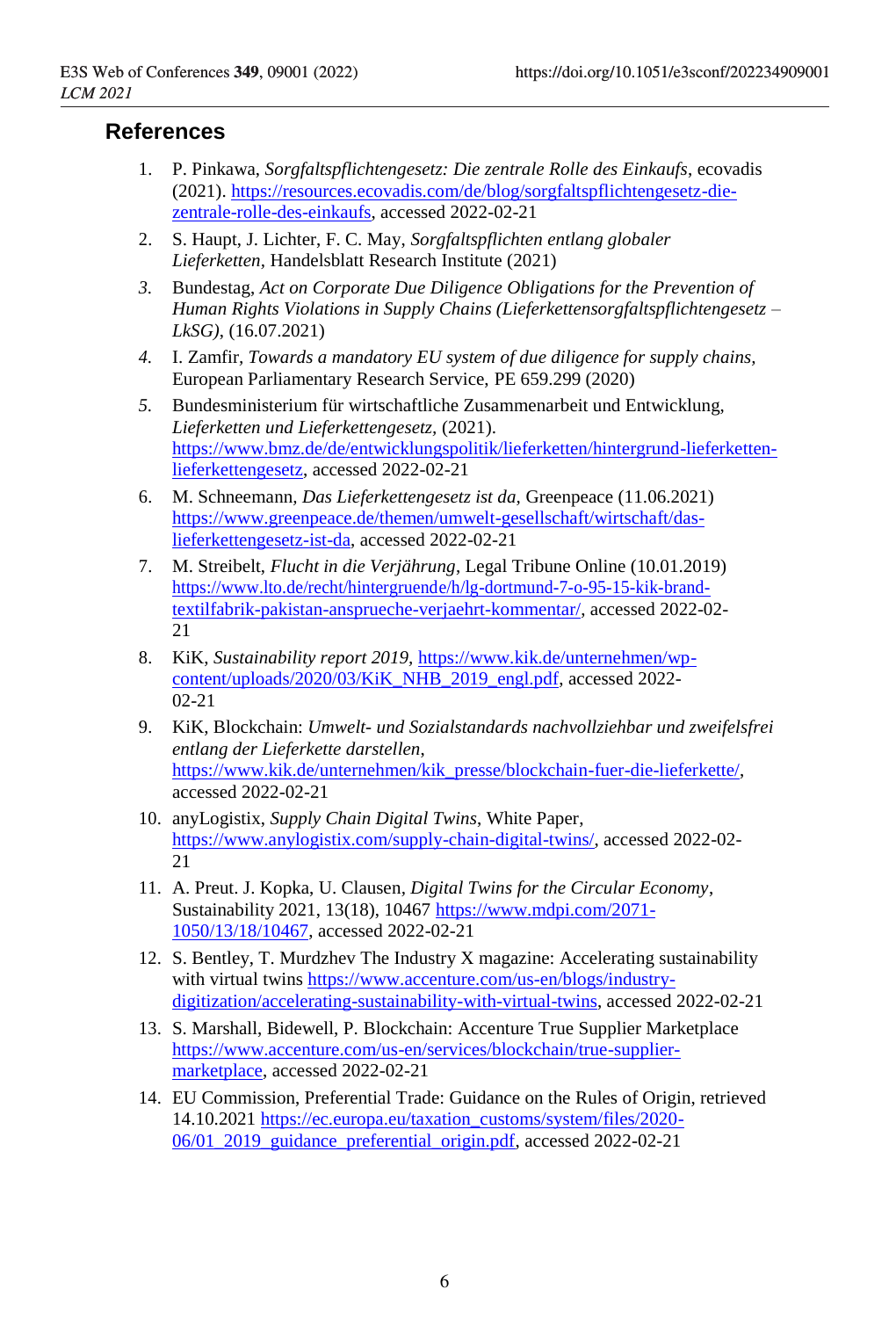## References

1. P. Pinkawa, *Sorgfaltspflichtengesetz: Die zentrale Rolle des Einkaufs*, ecovadis (2021). https://resources.ecovadis.com/de/blog/sorgfaltspflichtengesetz-die-zentrale-rolle-des-einkaufs, accessed 2022-02-21
2. S. Haupt, J. Lichter, F. C. May, *Sorgfaltspflichten entlang globaler Lieferketten,* Handelsblatt Research Institute (2021)
3. Bundestag, *Act on Corporate Due Diligence Obligations for the Prevention of Human Rights Violations in Supply Chains (Lieferkettensorgfaltspflichtengesetz – LkSG)*, (16.07.2021)
4. I. Zamfir, *Towards a mandatory EU system of due diligence for supply chains,* European Parliamentary Research Service, PE 659.299 (2020)
5. Bundesministerium für wirtschaftliche Zusammenarbeit und Entwicklung, *Lieferketten und Lieferkettengesetz,* (2021). https://www.bmz.de/de/entwicklungspolitik/lieferketten/hintergrund-lieferketten-lieferkettengesetz, accessed 2022-02-21
6. M. Schneemann, *Das Lieferkettengesetz ist da*, Greenpeace (11.06.2021) https://www.greenpeace.de/themen/umwelt-gesellschaft/wirtschaft/das-lieferkettengesetz-ist-da, accessed 2022-02-21
7. M. Streibelt, *Flucht in die Verjährung*, Legal Tribune Online (10.01.2019) https://www.lto.de/recht/hintergruende/h/lg-dortmund-7-o-95-15-kik-brand-textilfabrik-pakistan-ansprueche-verjaehrt-kommentar/, accessed 2022-02-21
8. KiK, *Sustainability report 2019,* https://www.kik.de/unternehmen/wp-content/uploads/2020/03/KiK_NHB_2019_engl.pdf, accessed 2022-02-21
9. KiK, Blockchain: *Umwelt- und Sozialstandards nachvollziehbar und zweifelsfrei entlang der Lieferkette darstellen*, https://www.kik.de/unternehmen/kik_presse/blockchain-fuer-die-lieferkette/, accessed 2022-02-21
10. anyLogistix, *Supply Chain Digital Twins*, White Paper, https://www.anylogistix.com/supply-chain-digital-twins/, accessed 2022-02-21
11. A. Preut. J. Kopka, U. Clausen, *Digital Twins for the Circular Economy*, Sustainability 2021, 13(18), 10467 https://www.mdpi.com/2071-1050/13/18/10467, accessed 2022-02-21
12. S. Bentley, T. Murdzhev The Industry X magazine: Accelerating sustainability with virtual twins https://www.accenture.com/us-en/blogs/industry-digitization/accelerating-sustainability-with-virtual-twins, accessed 2022-02-21
13. S. Marshall, Bidewell, P. Blockchain: Accenture True Supplier Marketplace https://www.accenture.com/us-en/services/blockchain/true-supplier-marketplace, accessed 2022-02-21
14. EU Commission, Preferential Trade: Guidance on the Rules of Origin, retrieved 14.10.2021 https://ec.europa.eu/taxation_customs/system/files/2020-06/01_2019_guidance_preferential_origin.pdf, accessed 2022-02-21